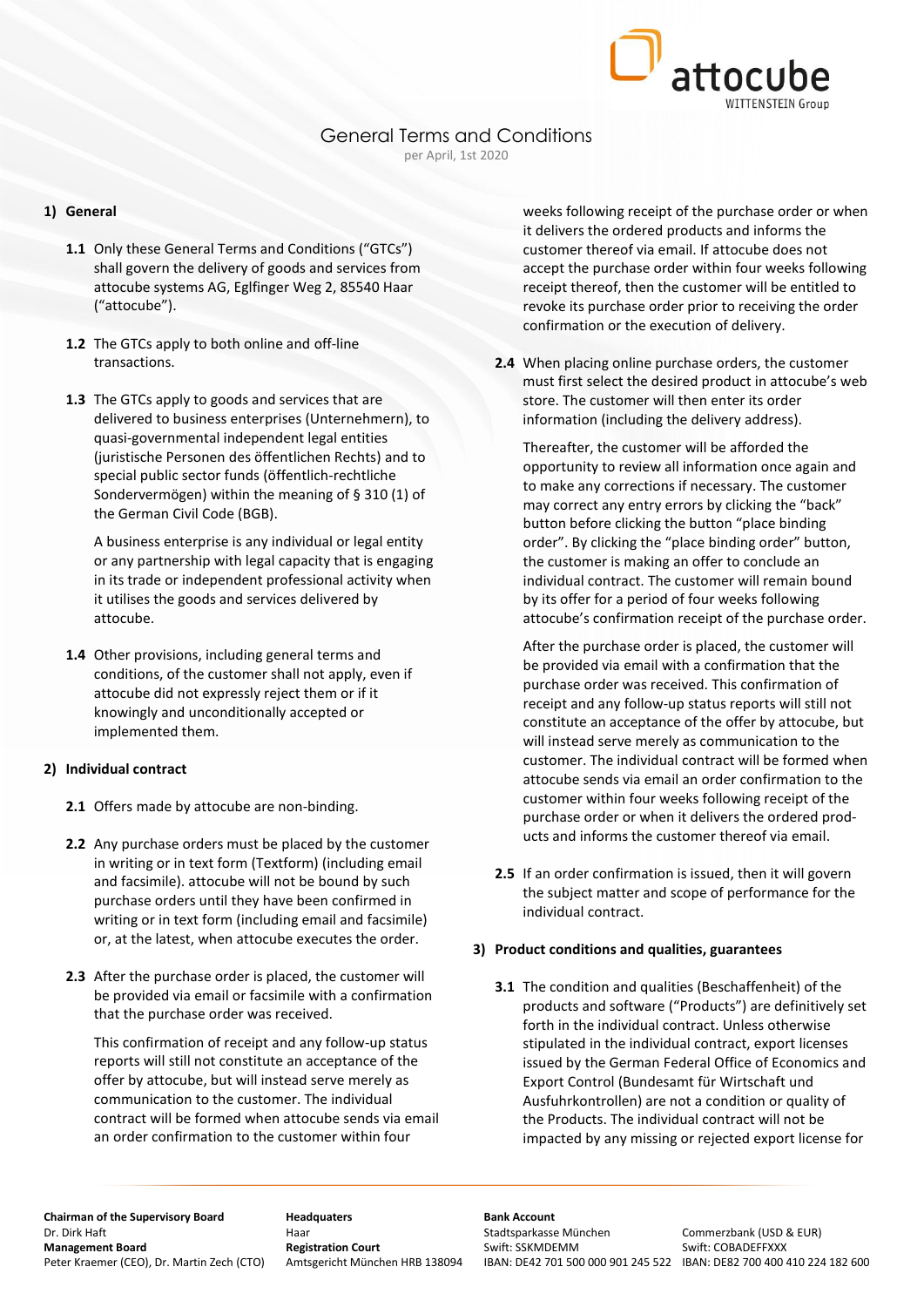# General Terms and Conditions

per April, 1st 2020

## 1) General

**1.1** Only these General Terms and Conditions ("GTCs") shall govern the delivery of goods and services from attocube systems AG, Eglfinger Weg 2, 85540 Haar ("attocube").

**1.2** The GTCs apply to both online and off-line transactions.

**1.3** The GTCs apply to goods and services that are delivered to business enterprises (Unternehmern), to quasi-governmental independent legal entities (juristische Personen des öffentlichen Rechts) and to special public sector funds (öffentlich-rechtliche Sondervermögen) within the meaning of § 310 (1) of the German Civil Code (BGB).

A business enterprise is any individual or legal entity or any partnership with legal capacity that is engaging in its trade or independent professional activity when it utilises the goods and services delivered by attocube.

**1.4** Other provisions, including general terms and conditions, of the customer shall not apply, even if attocube did not expressly reject them or if it knowingly and unconditionally accepted or implemented them.

## 2) Individual contract

**2.1** Offers made by attocube are non-binding.

**2.2** Any purchase orders must be placed by the customer in writing or in text form (Textform) (including email and facsimile). attocube will not be bound by such purchase orders until they have been confirmed in writing or in text form (including email and facsimile) or, at the latest, when attocube executes the order.

**2.3** After the purchase order is placed, the customer will be provided via email or facsimile with a confirmation that the purchase order was received.

This confirmation of receipt and any follow-up status reports will still not constitute an acceptance of the offer by attocube, but will instead serve merely as communication to the customer. The individual contract will be formed when attocube sends via email an order confirmation to the customer within four weeks following receipt of the purchase order or when it delivers the ordered products and informs the customer thereof via email. If attocube does not accept the purchase order within four weeks following receipt thereof, then the customer will be entitled to revoke its purchase order prior to receiving the order confirmation or the execution of delivery.

**2.4** When placing online purchase orders, the customer must first select the desired product in attocube's web store. The customer will then enter its order information (including the delivery address).

Thereafter, the customer will be afforded the opportunity to review all information once again and to make any corrections if necessary. The customer may correct any entry errors by clicking the "back" button before clicking the button "place binding order". By clicking the "place binding order" button, the customer is making an offer to conclude an individual contract. The customer will remain bound by its offer for a period of four weeks following attocube's confirmation receipt of the purchase order.

After the purchase order is placed, the customer will be provided via email with a confirmation that the purchase order was received. This confirmation of receipt and any follow-up status reports will still not constitute an acceptance of the offer by attocube, but will instead serve merely as communication to the customer. The individual contract will be formed when attocube sends via email an order confirmation to the customer within four weeks following receipt of the purchase order or when it delivers the ordered products and informs the customer thereof via email.

**2.5** If an order confirmation is issued, then it will govern the subject matter and scope of performance for the individual contract.

## 3) Product conditions and qualities, guarantees

**3.1** The condition and qualities (Beschaffenheit) of the products and software ("Products") are definitively set forth in the individual contract. Unless otherwise stipulated in the individual contract, export licenses issued by the German Federal Office of Economics and Export Control (Bundesamt für Wirtschaft und Ausfuhrkontrollen) are not a condition or quality of the Products. The individual contract will not be impacted by any missing or rejected export license for

**Chairman of the Supervisory Board**
Dr. Dirk Haft
**Management Board**
Peter Kraemer (CEO), Dr. Martin Zech (CTO)

**Headquaters**
Haar
**Registration Court**
Amtsgericht München HRB 138094

**Bank Account**
Stadtsparkasse München
Swift: SSKMDEMM
IBAN: DE42 701 500 000 901 245 522

Commerzbank (USD & EUR)
Swift: COBADEFFXXX
IBAN: DE82 700 400 410 224 182 600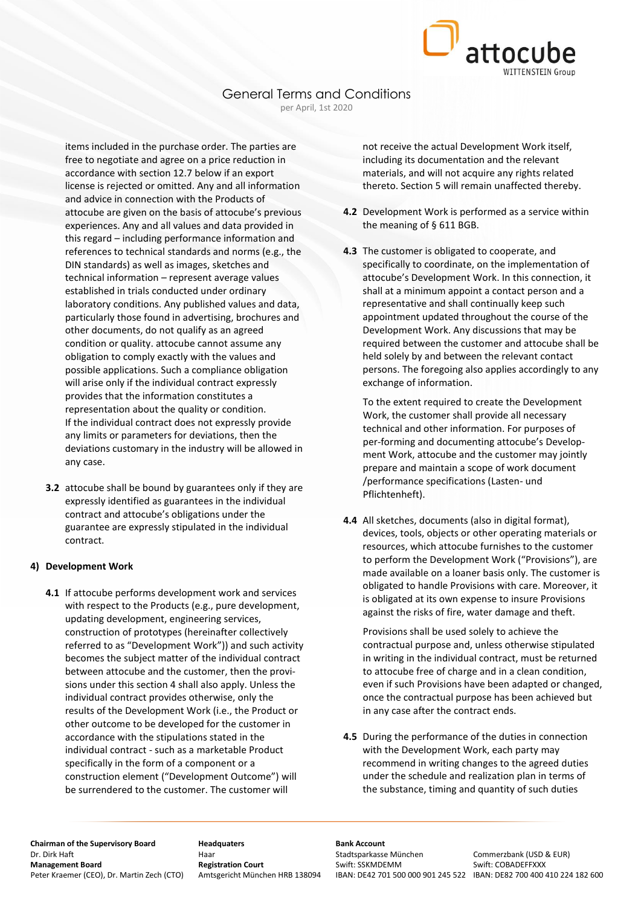items included in the purchase order. The parties are free to negotiate and agree on a price reduction in accordance with section 12.7 below if an export license is rejected or omitted. Any and all information and advice in connection with the Products of attocube are given on the basis of attocube's previous experiences. Any and all values and data provided in this regard – including performance information and references to technical standards and norms (e.g., the DIN standards) as well as images, sketches and technical information – represent average values established in trials conducted under ordinary laboratory conditions. Any published values and data, particularly those found in advertising, brochures and other documents, do not qualify as an agreed condition or quality. attocube cannot assume any obligation to comply exactly with the values and possible applications. Such a compliance obligation will arise only if the individual contract expressly provides that the information constitutes a representation about the quality or condition. If the individual contract does not expressly provide any limits or parameters for deviations, then the deviations customary in the industry will be allowed in any case.

**3.2** attocube shall be bound by guarantees only if they are expressly identified as guarantees in the individual contract and attocube's obligations under the guarantee are expressly stipulated in the individual contract.

## 4) Development Work

**4.1** If attocube performs development work and services with respect to the Products (e.g., pure development, updating development, engineering services, construction of prototypes (hereinafter collectively referred to as "Development Work")) and such activity becomes the subject matter of the individual contract between attocube and the customer, then the provisions under this section 4 shall also apply. Unless the individual contract provides otherwise, only the results of the Development Work (i.e., the Product or other outcome to be developed for the customer in accordance with the stipulations stated in the individual contract - such as a marketable Product specifically in the form of a component or a construction element ("Development Outcome") will be surrendered to the customer. The customer will not receive the actual Development Work itself, including its documentation and the relevant materials, and will not acquire any rights related thereto. Section 5 will remain unaffected thereby.

**4.2** Development Work is performed as a service within the meaning of § 611 BGB.

**4.3** The customer is obligated to cooperate, and specifically to coordinate, on the implementation of attocube's Development Work. In this connection, it shall at a minimum appoint a contact person and a representative and shall continually keep such appointment updated throughout the course of the Development Work. Any discussions that may be required between the customer and attocube shall be held solely by and between the relevant contact persons. The foregoing also applies accordingly to any exchange of information.

To the extent required to create the Development Work, the customer shall provide all necessary technical and other information. For purposes of per-forming and documenting attocube's Development Work, attocube and the customer may jointly prepare and maintain a scope of work document /performance specifications (Lasten- und Pflichtenheft).

**4.4** All sketches, documents (also in digital format), devices, tools, objects or other operating materials or resources, which attocube furnishes to the customer to perform the Development Work ("Provisions"), are made available on a loaner basis only. The customer is obligated to handle Provisions with care. Moreover, it is obligated at its own expense to insure Provisions against the risks of fire, water damage and theft.

Provisions shall be used solely to achieve the contractual purpose and, unless otherwise stipulated in writing in the individual contract, must be returned to attocube free of charge and in a clean condition, even if such Provisions have been adapted or changed, once the contractual purpose has been achieved but in any case after the contract ends.

**4.5** During the performance of the duties in connection with the Development Work, each party may recommend in writing changes to the agreed duties under the schedule and realization plan in terms of the substance, timing and quantity of such duties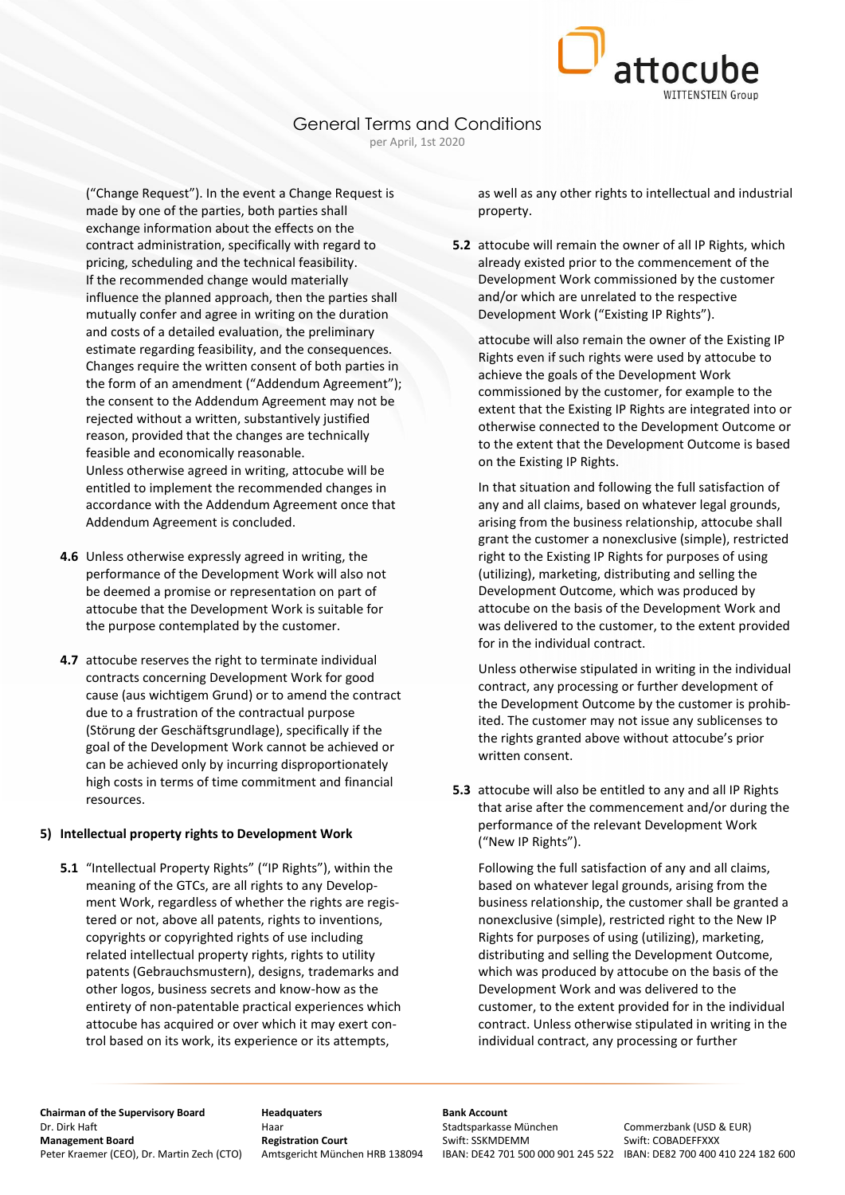("Change Request"). In the event a Change Request is made by one of the parties, both parties shall exchange information about the effects on the contract administration, specifically with regard to pricing, scheduling and the technical feasibility. If the recommended change would materially influence the planned approach, then the parties shall mutually confer and agree in writing on the duration and costs of a detailed evaluation, the preliminary estimate regarding feasibility, and the consequences. Changes require the written consent of both parties in the form of an amendment ("Addendum Agreement"); the consent to the Addendum Agreement may not be rejected without a written, substantively justified reason, provided that the changes are technically feasible and economically reasonable. Unless otherwise agreed in writing, attocube will be entitled to implement the recommended changes in accordance with the Addendum Agreement once that Addendum Agreement is concluded.

**4.6** Unless otherwise expressly agreed in writing, the performance of the Development Work will also not be deemed a promise or representation on part of attocube that the Development Work is suitable for the purpose contemplated by the customer.

**4.7** attocube reserves the right to terminate individual contracts concerning Development Work for good cause (aus wichtigem Grund) or to amend the contract due to a frustration of the contractual purpose (Störung der Geschäftsgrundlage), specifically if the goal of the Development Work cannot be achieved or can be achieved only by incurring disproportionately high costs in terms of time commitment and financial resources.

## 5) Intellectual property rights to Development Work

**5.1** "Intellectual Property Rights" ("IP Rights"), within the meaning of the GTCs, are all rights to any Development Work, regardless of whether the rights are registered or not, above all patents, rights to inventions, copyrights or copyrighted rights of use including related intellectual property rights, rights to utility patents (Gebrauchsmustern), designs, trademarks and other logos, business secrets and know-how as the entirety of non-patentable practical experiences which attocube has acquired or over which it may exert control based on its work, its experience or its attempts, as well as any other rights to intellectual and industrial property.

**5.2** attocube will remain the owner of all IP Rights, which already existed prior to the commencement of the Development Work commissioned by the customer and/or which are unrelated to the respective Development Work ("Existing IP Rights").

attocube will also remain the owner of the Existing IP Rights even if such rights were used by attocube to achieve the goals of the Development Work commissioned by the customer, for example to the extent that the Existing IP Rights are integrated into or otherwise connected to the Development Outcome or to the extent that the Development Outcome is based on the Existing IP Rights.

In that situation and following the full satisfaction of any and all claims, based on whatever legal grounds, arising from the business relationship, attocube shall grant the customer a nonexclusive (simple), restricted right to the Existing IP Rights for purposes of using (utilizing), marketing, distributing and selling the Development Outcome, which was produced by attocube on the basis of the Development Work and was delivered to the customer, to the extent provided for in the individual contract.

Unless otherwise stipulated in writing in the individual contract, any processing or further development of the Development Outcome by the customer is prohibited. The customer may not issue any sublicenses to the rights granted above without attocube's prior written consent.

**5.3** attocube will also be entitled to any and all IP Rights that arise after the commencement and/or during the performance of the relevant Development Work ("New IP Rights").

Following the full satisfaction of any and all claims, based on whatever legal grounds, arising from the business relationship, the customer shall be granted a nonexclusive (simple), restricted right to the New IP Rights for purposes of using (utilizing), marketing, distributing and selling the Development Outcome, which was produced by attocube on the basis of the Development Work and was delivered to the customer, to the extent provided for in the individual contract. Unless otherwise stipulated in writing in the individual contract, any processing or further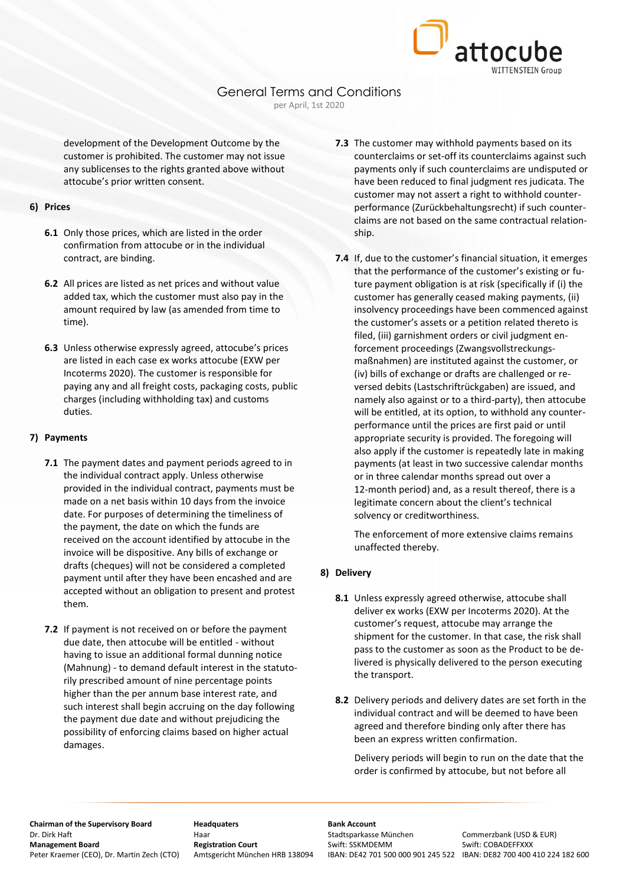development of the Development Outcome by the customer is prohibited. The customer may not issue any sublicenses to the rights granted above without attocube's prior written consent.

## 6) Prices

**6.1** Only those prices, which are listed in the order confirmation from attocube or in the individual contract, are binding.

**6.2** All prices are listed as net prices and without value added tax, which the customer must also pay in the amount required by law (as amended from time to time).

**6.3** Unless otherwise expressly agreed, attocube's prices are listed in each case ex works attocube (EXW per Incoterms 2020). The customer is responsible for paying any and all freight costs, packaging costs, public charges (including withholding tax) and customs duties.

## 7) Payments

**7.1** The payment dates and payment periods agreed to in the individual contract apply. Unless otherwise provided in the individual contract, payments must be made on a net basis within 10 days from the invoice date. For purposes of determining the timeliness of the payment, the date on which the funds are received on the account identified by attocube in the invoice will be dispositive. Any bills of exchange or drafts (cheques) will not be considered a completed payment until after they have been encashed and are accepted without an obligation to present and protest them.

**7.2** If payment is not received on or before the payment due date, then attocube will be entitled - without having to issue an additional formal dunning notice (Mahnung) - to demand default interest in the statutorily prescribed amount of nine percentage points higher than the per annum base interest rate, and such interest shall begin accruing on the day following the payment due date and without prejudicing the possibility of enforcing claims based on higher actual damages.

**7.3** The customer may withhold payments based on its counterclaims or set-off its counterclaims against such payments only if such counterclaims are undisputed or have been reduced to final judgment res judicata. The customer may not assert a right to withhold counter-performance (Zurückbehaltungsrecht) if such counter-claims are not based on the same contractual relationship.

**7.4** If, due to the customer's financial situation, it emerges that the performance of the customer's existing or future payment obligation is at risk (specifically if (i) the customer has generally ceased making payments, (ii) insolvency proceedings have been commenced against the customer's assets or a petition related thereto is filed, (iii) garnishment orders or civil judgment enforcement proceedings (Zwangsvollstreckungsmaßnahmen) are instituted against the customer, or (iv) bills of exchange or drafts are challenged or reversed debits (Lastschriftrückgaben) are issued, and namely also against or to a third-party), then attocube will be entitled, at its option, to withhold any counter-performance until the prices are first paid or until appropriate security is provided. The foregoing will also apply if the customer is repeatedly late in making payments (at least in two successive calendar months or in three calendar months spread out over a 12-month period) and, as a result thereof, there is a legitimate concern about the client's technical solvency or creditworthiness.

The enforcement of more extensive claims remains unaffected thereby.

## 8) Delivery

**8.1** Unless expressly agreed otherwise, attocube shall deliver ex works (EXW per Incoterms 2020). At the customer's request, attocube may arrange the shipment for the customer. In that case, the risk shall pass to the customer as soon as the Product to be delivered is physically delivered to the person executing the transport.

**8.2** Delivery periods and delivery dates are set forth in the individual contract and will be deemed to have been agreed and therefore binding only after there has been an express written confirmation.

Delivery periods will begin to run on the date that the order is confirmed by attocube, but not before all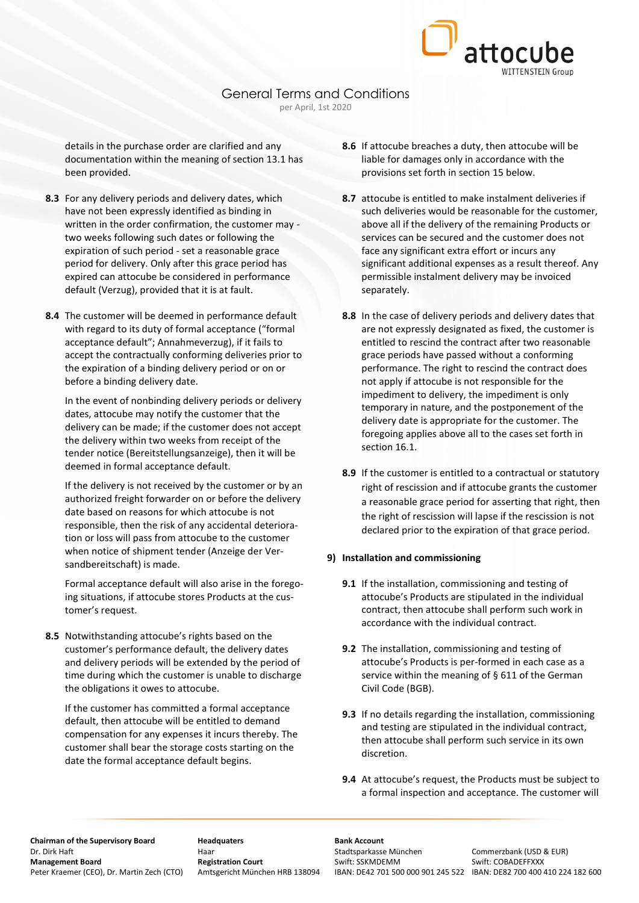details in the purchase order are clarified and any documentation within the meaning of section 13.1 has been provided.

**8.3** For any delivery periods and delivery dates, which have not been expressly identified as binding in written in the order confirmation, the customer may - two weeks following such dates or following the expiration of such period - set a reasonable grace period for delivery. Only after this grace period has expired can attocube be considered in performance default (Verzug), provided that it is at fault.

**8.4** The customer will be deemed in performance default with regard to its duty of formal acceptance ("formal acceptance default"; Annahmeverzug), if it fails to accept the contractually conforming deliveries prior to the expiration of a binding delivery period or on or before a binding delivery date.

In the event of nonbinding delivery periods or delivery dates, attocube may notify the customer that the delivery can be made; if the customer does not accept the delivery within two weeks from receipt of the tender notice (Bereitstellungsanzeige), then it will be deemed in formal acceptance default.

If the delivery is not received by the customer or by an authorized freight forwarder on or before the delivery date based on reasons for which attocube is not responsible, then the risk of any accidental deterioration or loss will pass from attocube to the customer when notice of shipment tender (Anzeige der Versandbereitschaft) is made.

Formal acceptance default will also arise in the foregoing situations, if attocube stores Products at the customer's request.

**8.5** Notwithstanding attocube's rights based on the customer's performance default, the delivery dates and delivery periods will be extended by the period of time during which the customer is unable to discharge the obligations it owes to attocube.

If the customer has committed a formal acceptance default, then attocube will be entitled to demand compensation for any expenses it incurs thereby. The customer shall bear the storage costs starting on the date the formal acceptance default begins.

**8.6** If attocube breaches a duty, then attocube will be liable for damages only in accordance with the provisions set forth in section 15 below.

**8.7** attocube is entitled to make instalment deliveries if such deliveries would be reasonable for the customer, above all if the delivery of the remaining Products or services can be secured and the customer does not face any significant extra effort or incurs any significant additional expenses as a result thereof. Any permissible instalment delivery may be invoiced separately.

**8.8** In the case of delivery periods and delivery dates that are not expressly designated as fixed, the customer is entitled to rescind the contract after two reasonable grace periods have passed without a conforming performance. The right to rescind the contract does not apply if attocube is not responsible for the impediment to delivery, the impediment is only temporary in nature, and the postponement of the delivery date is appropriate for the customer. The foregoing applies above all to the cases set forth in section 16.1.

**8.9** If the customer is entitled to a contractual or statutory right of rescission and if attocube grants the customer a reasonable grace period for asserting that right, then the right of rescission will lapse if the rescission is not declared prior to the expiration of that grace period.

## 9) Installation and commissioning

**9.1** If the installation, commissioning and testing of attocube's Products are stipulated in the individual contract, then attocube shall perform such work in accordance with the individual contract.

**9.2** The installation, commissioning and testing of attocube's Products is per-formed in each case as a service within the meaning of § 611 of the German Civil Code (BGB).

**9.3** If no details regarding the installation, commissioning and testing are stipulated in the individual contract, then attocube shall perform such service in its own discretion.

**9.4** At attocube's request, the Products must be subject to a formal inspection and acceptance. The customer will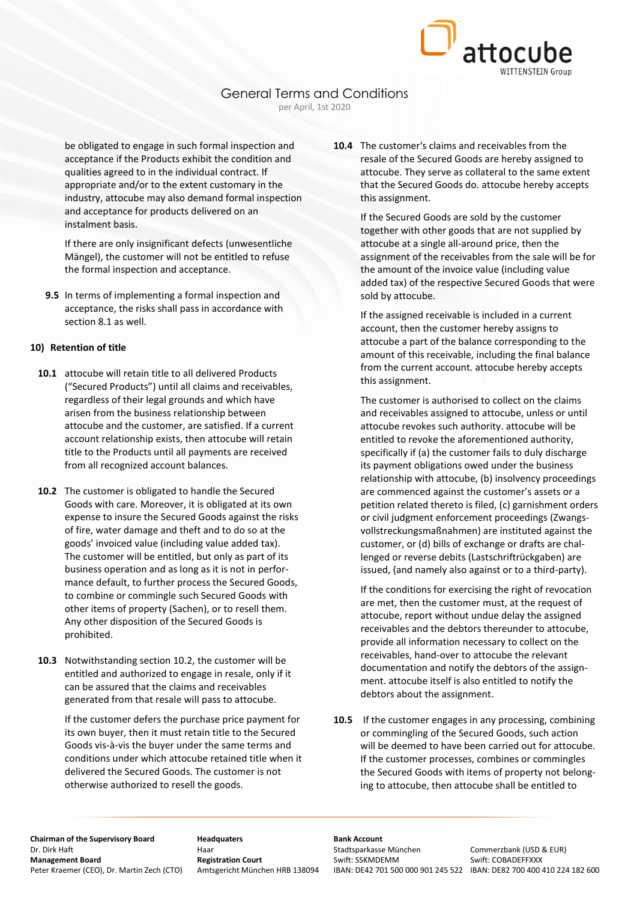be obligated to engage in such formal inspection and acceptance if the Products exhibit the condition and qualities agreed to in the individual contract. If appropriate and/or to the extent customary in the industry, attocube may also demand formal inspection and acceptance for products delivered on an instalment basis.

If there are only insignificant defects (unwesentliche Mängel), the customer will not be entitled to refuse the formal inspection and acceptance.

**9.5** In terms of implementing a formal inspection and acceptance, the risks shall pass in accordance with section 8.1 as well.

## 10) Retention of title

**10.1** attocube will retain title to all delivered Products ("Secured Products") until all claims and receivables, regardless of their legal grounds and which have arisen from the business relationship between attocube and the customer, are satisfied. If a current account relationship exists, then attocube will retain title to the Products until all payments are received from all recognized account balances.

**10.2** The customer is obligated to handle the Secured Goods with care. Moreover, it is obligated at its own expense to insure the Secured Goods against the risks of fire, water damage and theft and to do so at the goods' invoiced value (including value added tax). The customer will be entitled, but only as part of its business operation and as long as it is not in performance default, to further process the Secured Goods, to combine or commingle such Secured Goods with other items of property (Sachen), or to resell them. Any other disposition of the Secured Goods is prohibited.

**10.3** Notwithstanding section 10.2, the customer will be entitled and authorized to engage in resale, only if it can be assured that the claims and receivables generated from that resale will pass to attocube.

If the customer defers the purchase price payment for its own buyer, then it must retain title to the Secured Goods vis-à-vis the buyer under the same terms and conditions under which attocube retained title when it delivered the Secured Goods. The customer is not otherwise authorized to resell the goods.

**10.4** The customer's claims and receivables from the resale of the Secured Goods are hereby assigned to attocube. They serve as collateral to the same extent that the Secured Goods do. attocube hereby accepts this assignment.

If the Secured Goods are sold by the customer together with other goods that are not supplied by attocube at a single all-around price, then the assignment of the receivables from the sale will be for the amount of the invoice value (including value added tax) of the respective Secured Goods that were sold by attocube.

If the assigned receivable is included in a current account, then the customer hereby assigns to attocube a part of the balance corresponding to the amount of this receivable, including the final balance from the current account. attocube hereby accepts this assignment.

The customer is authorised to collect on the claims and receivables assigned to attocube, unless or until attocube revokes such authority. attocube will be entitled to revoke the aforementioned authority, specifically if (a) the customer fails to duly discharge its payment obligations owed under the business relationship with attocube, (b) insolvency proceedings are commenced against the customer's assets or a petition related thereto is filed, (c) garnishment orders or civil judgment enforcement proceedings (Zwangsvollstreckungsmaßnahmen) are instituted against the customer, or (d) bills of exchange or drafts are challenged or reverse debits (Lastschriftrückgaben) are issued, (and namely also against or to a third-party).

If the conditions for exercising the right of revocation are met, then the customer must, at the request of attocube, report without undue delay the assigned receivables and the debtors thereunder to attocube, provide all information necessary to collect on the receivables, hand-over to attocube the relevant documentation and notify the debtors of the assignment. attocube itself is also entitled to notify the debtors about the assignment.

**10.5** If the customer engages in any processing, combining or commingling of the Secured Goods, such action will be deemed to have been carried out for attocube. If the customer processes, combines or commingles the Secured Goods with items of property not belonging to attocube, then attocube shall be entitled to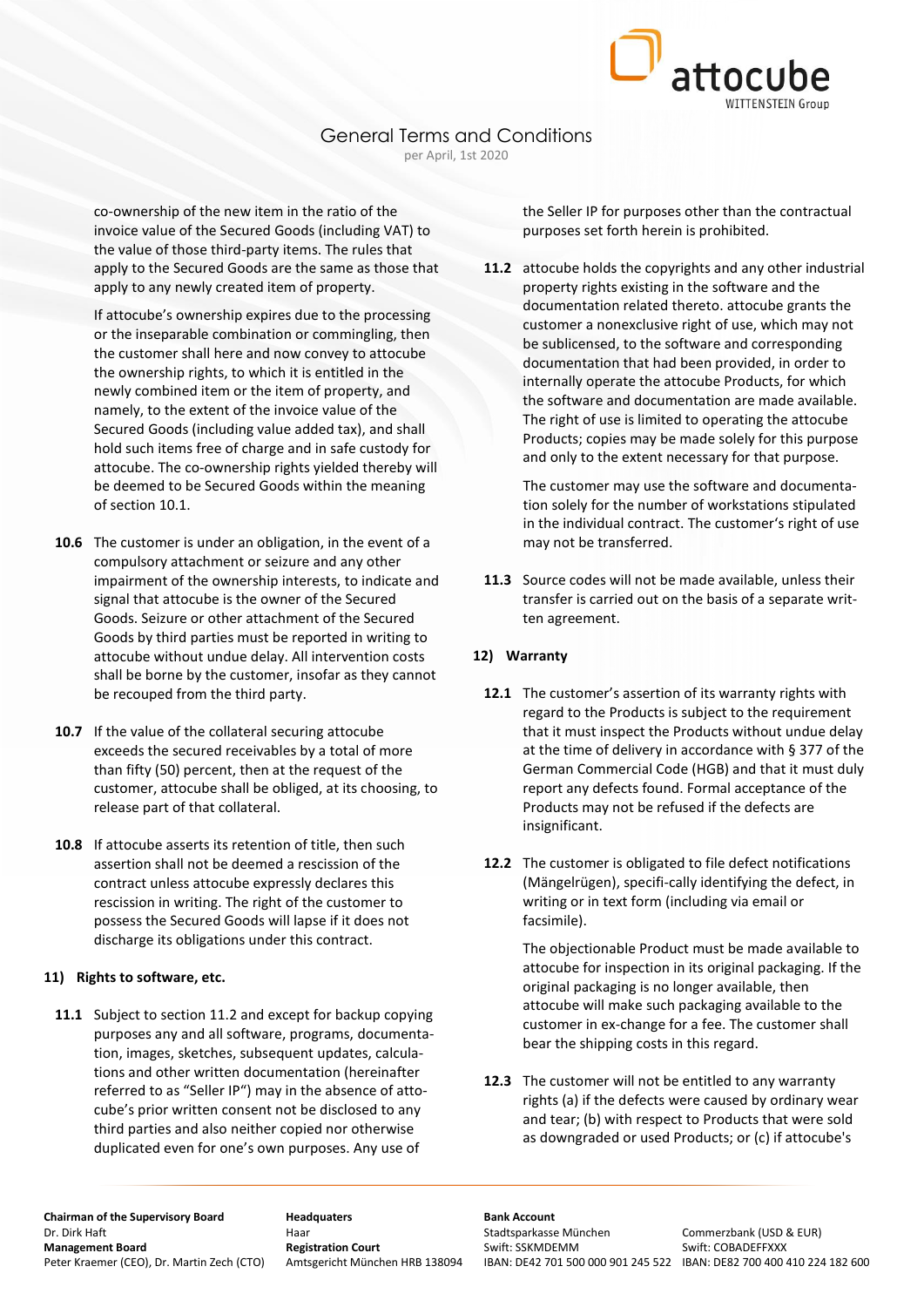co-ownership of the new item in the ratio of the invoice value of the Secured Goods (including VAT) to the value of those third-party items. The rules that apply to the Secured Goods are the same as those that apply to any newly created item of property.

If attocube's ownership expires due to the processing or the inseparable combination or commingling, then the customer shall here and now convey to attocube the ownership rights, to which it is entitled in the newly combined item or the item of property, and namely, to the extent of the invoice value of the Secured Goods (including value added tax), and shall hold such items free of charge and in safe custody for attocube. The co-ownership rights yielded thereby will be deemed to be Secured Goods within the meaning of section 10.1.

**10.6** The customer is under an obligation, in the event of a compulsory attachment or seizure and any other impairment of the ownership interests, to indicate and signal that attocube is the owner of the Secured Goods. Seizure or other attachment of the Secured Goods by third parties must be reported in writing to attocube without undue delay. All intervention costs shall be borne by the customer, insofar as they cannot be recouped from the third party.

**10.7** If the value of the collateral securing attocube exceeds the secured receivables by a total of more than fifty (50) percent, then at the request of the customer, attocube shall be obliged, at its choosing, to release part of that collateral.

**10.8** If attocube asserts its retention of title, then such assertion shall not be deemed a rescission of the contract unless attocube expressly declares this rescission in writing. The right of the customer to possess the Secured Goods will lapse if it does not discharge its obligations under this contract.

## 11) Rights to software, etc.

**11.1** Subject to section 11.2 and except for backup copying purposes any and all software, programs, documentation, images, sketches, subsequent updates, calculations and other written documentation (hereinafter referred to as "Seller IP") may in the absence of attocube's prior written consent not be disclosed to any third parties and also neither copied nor otherwise duplicated even for one's own purposes. Any use of the Seller IP for purposes other than the contractual purposes set forth herein is prohibited.

**11.2** attocube holds the copyrights and any other industrial property rights existing in the software and the documentation related thereto. attocube grants the customer a nonexclusive right of use, which may not be sublicensed, to the software and corresponding documentation that had been provided, in order to internally operate the attocube Products, for which the software and documentation are made available. The right of use is limited to operating the attocube Products; copies may be made solely for this purpose and only to the extent necessary for that purpose.

The customer may use the software and documentation solely for the number of workstations stipulated in the individual contract. The customer's right of use may not be transferred.

**11.3** Source codes will not be made available, unless their transfer is carried out on the basis of a separate written agreement.

## 12) Warranty

**12.1** The customer's assertion of its warranty rights with regard to the Products is subject to the requirement that it must inspect the Products without undue delay at the time of delivery in accordance with § 377 of the German Commercial Code (HGB) and that it must duly report any defects found. Formal acceptance of the Products may not be refused if the defects are insignificant.

**12.2** The customer is obligated to file defect notifications (Mängelrügen), specifically identifying the defect, in writing or in text form (including via email or facsimile).

The objectionable Product must be made available to attocube for inspection in its original packaging. If the original packaging is no longer available, then attocube will make such packaging available to the customer in exchange for a fee. The customer shall bear the shipping costs in this regard.

**12.3** The customer will not be entitled to any warranty rights (a) if the defects were caused by ordinary wear and tear; (b) with respect to Products that were sold as downgraded or used Products; or (c) if attocube's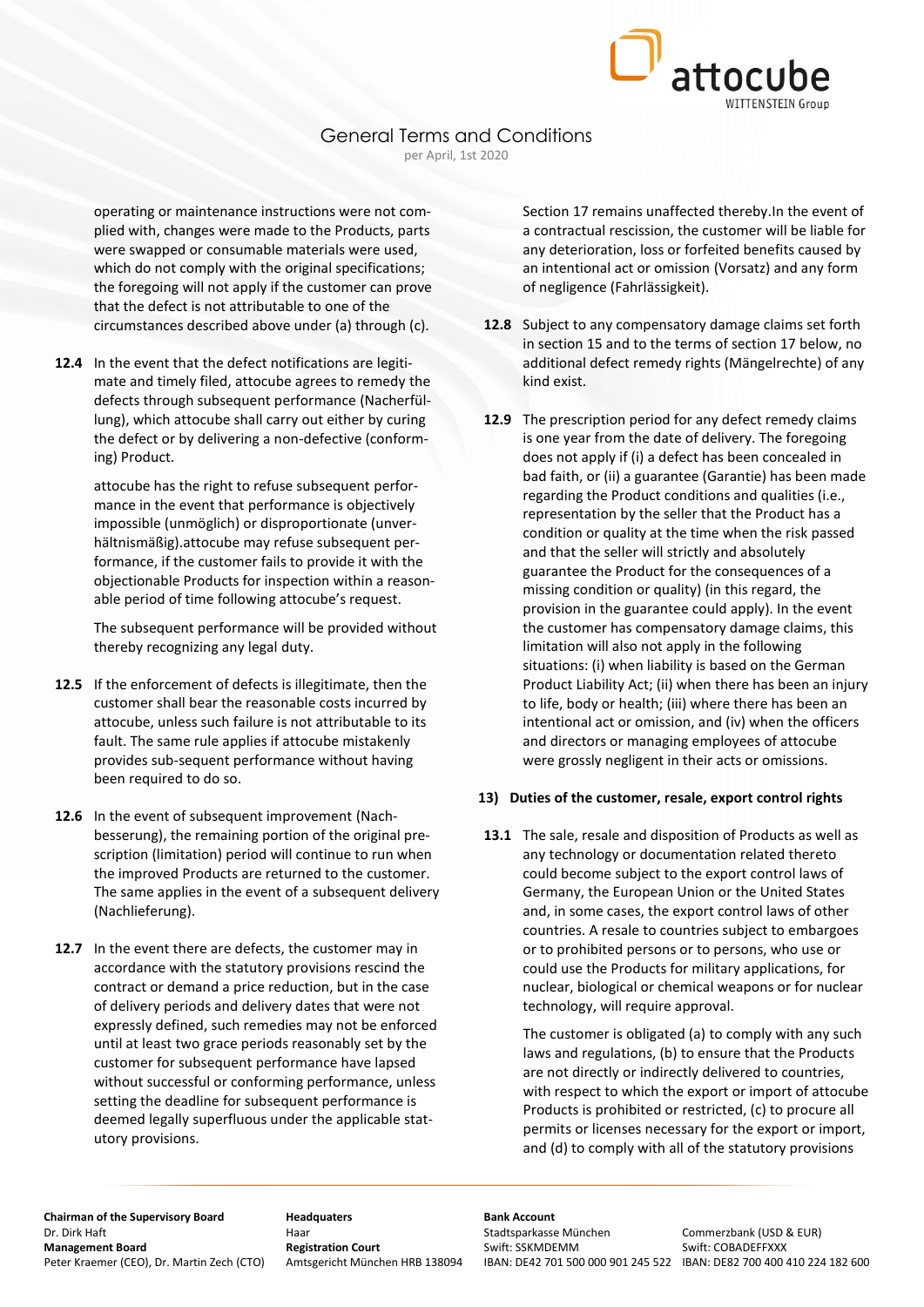operating or maintenance instructions were not complied with, changes were made to the Products, parts were swapped or consumable materials were used, which do not comply with the original specifications; the foregoing will not apply if the customer can prove that the defect is not attributable to one of the circumstances described above under (a) through (c).

**12.4** In the event that the defect notifications are legitimate and timely filed, attocube agrees to remedy the defects through subsequent performance (Nacherfüllung), which attocube shall carry out either by curing the defect or by delivering a non-defective (conforming) Product.

attocube has the right to refuse subsequent performance in the event that performance is objectively impossible (unmöglich) or disproportionate (unverhältnismäßig).attocube may refuse subsequent performance, if the customer fails to provide it with the objectionable Products for inspection within a reasonable period of time following attocube's request.

The subsequent performance will be provided without thereby recognizing any legal duty.

**12.5** If the enforcement of defects is illegitimate, then the customer shall bear the reasonable costs incurred by attocube, unless such failure is not attributable to its fault. The same rule applies if attocube mistakenly provides sub-sequent performance without having been required to do so.

**12.6** In the event of subsequent improvement (Nachbesserung), the remaining portion of the original prescription (limitation) period will continue to run when the improved Products are returned to the customer. The same applies in the event of a subsequent delivery (Nachlieferung).

**12.7** In the event there are defects, the customer may in accordance with the statutory provisions rescind the contract or demand a price reduction, but in the case of delivery periods and delivery dates that were not expressly defined, such remedies may not be enforced until at least two grace periods reasonably set by the customer for subsequent performance have lapsed without successful or conforming performance, unless setting the deadline for subsequent performance is deemed legally superfluous under the applicable statutory provisions.

Section 17 remains unaffected thereby.In the event of a contractual rescission, the customer will be liable for any deterioration, loss or forfeited benefits caused by an intentional act or omission (Vorsatz) and any form of negligence (Fahrlässigkeit).

**12.8** Subject to any compensatory damage claims set forth in section 15 and to the terms of section 17 below, no additional defect remedy rights (Mängelrechte) of any kind exist.

**12.9** The prescription period for any defect remedy claims is one year from the date of delivery. The foregoing does not apply if (i) a defect has been concealed in bad faith, or (ii) a guarantee (Garantie) has been made regarding the Product conditions and qualities (i.e., representation by the seller that the Product has a condition or quality at the time when the risk passed and that the seller will strictly and absolutely guarantee the Product for the consequences of a missing condition or quality) (in this regard, the provision in the guarantee could apply). In the event the customer has compensatory damage claims, this limitation will also not apply in the following situations: (i) when liability is based on the German Product Liability Act; (ii) when there has been an injury to life, body or health; (iii) where there has been an intentional act or omission, and (iv) when the officers and directors or managing employees of attocube were grossly negligent in their acts or omissions.

## 13) Duties of the customer, resale, export control rights

**13.1** The sale, resale and disposition of Products as well as any technology or documentation related thereto could become subject to the export control laws of Germany, the European Union or the United States and, in some cases, the export control laws of other countries. A resale to countries subject to embargoes or to prohibited persons or to persons, who use or could use the Products for military applications, for nuclear, biological or chemical weapons or for nuclear technology, will require approval.

The customer is obligated (a) to comply with any such laws and regulations, (b) to ensure that the Products are not directly or indirectly delivered to countries, with respect to which the export or import of attocube Products is prohibited or restricted, (c) to procure all permits or licenses necessary for the export or import, and (d) to comply with all of the statutory provisions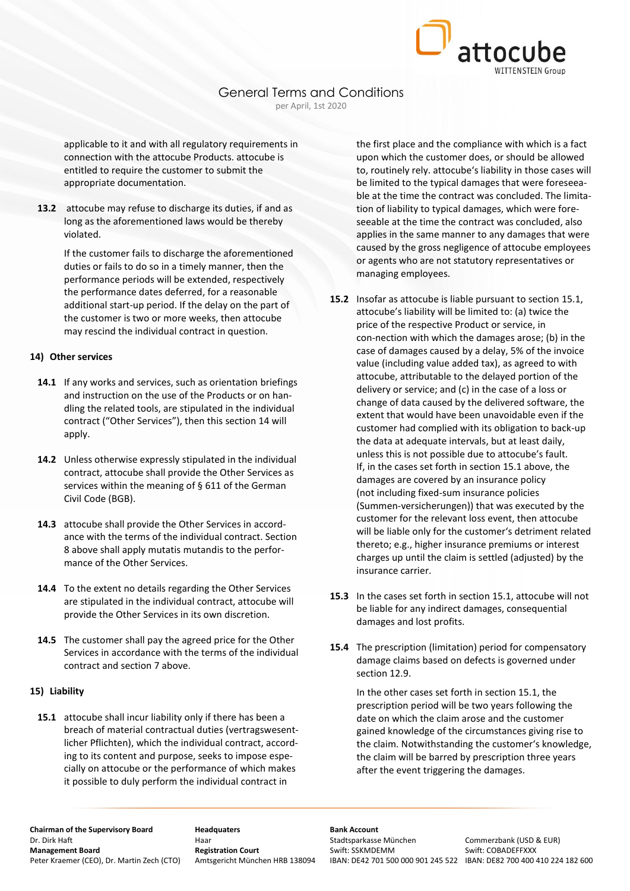applicable to it and with all regulatory requirements in connection with the attocube Products. attocube is entitled to require the customer to submit the appropriate documentation.

**13.2** attocube may refuse to discharge its duties, if and as long as the aforementioned laws would be thereby violated.

If the customer fails to discharge the aforementioned duties or fails to do so in a timely manner, then the performance periods will be extended, respectively the performance dates deferred, for a reasonable additional start-up period. If the delay on the part of the customer is two or more weeks, then attocube may rescind the individual contract in question.

## 14) Other services

**14.1** If any works and services, such as orientation briefings and instruction on the use of the Products or on handling the related tools, are stipulated in the individual contract ("Other Services"), then this section 14 will apply.

**14.2** Unless otherwise expressly stipulated in the individual contract, attocube shall provide the Other Services as services within the meaning of § 611 of the German Civil Code (BGB).

**14.3** attocube shall provide the Other Services in accordance with the terms of the individual contract. Section 8 above shall apply mutatis mutandis to the performance of the Other Services.

**14.4** To the extent no details regarding the Other Services are stipulated in the individual contract, attocube will provide the Other Services in its own discretion.

**14.5** The customer shall pay the agreed price for the Other Services in accordance with the terms of the individual contract and section 7 above.

## 15) Liability

**15.1** attocube shall incur liability only if there has been a breach of material contractual duties (vertragswesentlicher Pflichten), which the individual contract, according to its content and purpose, seeks to impose especially on attocube or the performance of which makes it possible to duly perform the individual contract in the first place and the compliance with which is a fact upon which the customer does, or should be allowed to, routinely rely. attocube's liability in those cases will be limited to the typical damages that were foreseeable at the time the contract was concluded. The limitation of liability to typical damages, which were foreseeable at the time the contract was concluded, also applies in the same manner to any damages that were caused by the gross negligence of attocube employees or agents who are not statutory representatives or managing employees.

**15.2** Insofar as attocube is liable pursuant to section 15.1, attocube's liability will be limited to: (a) twice the price of the respective Product or service, in con-nection with which the damages arose; (b) in the case of damages caused by a delay, 5% of the invoice value (including value added tax), as agreed to with attocube, attributable to the delayed portion of the delivery or service; and (c) in the case of a loss or change of data caused by the delivered software, the extent that would have been unavoidable even if the customer had complied with its obligation to back-up the data at adequate intervals, but at least daily, unless this is not possible due to attocube's fault.
If, in the cases set forth in section 15.1 above, the damages are covered by an insurance policy (not including fixed-sum insurance policies (Summen-versicherungen)) that was executed by the customer for the relevant loss event, then attocube will be liable only for the customer's detriment related thereto; e.g., higher insurance premiums or interest charges up until the claim is settled (adjusted) by the insurance carrier.

**15.3** In the cases set forth in section 15.1, attocube will not be liable for any indirect damages, consequential damages and lost profits.

**15.4** The prescription (limitation) period for compensatory damage claims based on defects is governed under section 12.9.

In the other cases set forth in section 15.1, the prescription period will be two years following the date on which the claim arose and the customer gained knowledge of the circumstances giving rise to the claim. Notwithstanding the customer's knowledge, the claim will be barred by prescription three years after the event triggering the damages.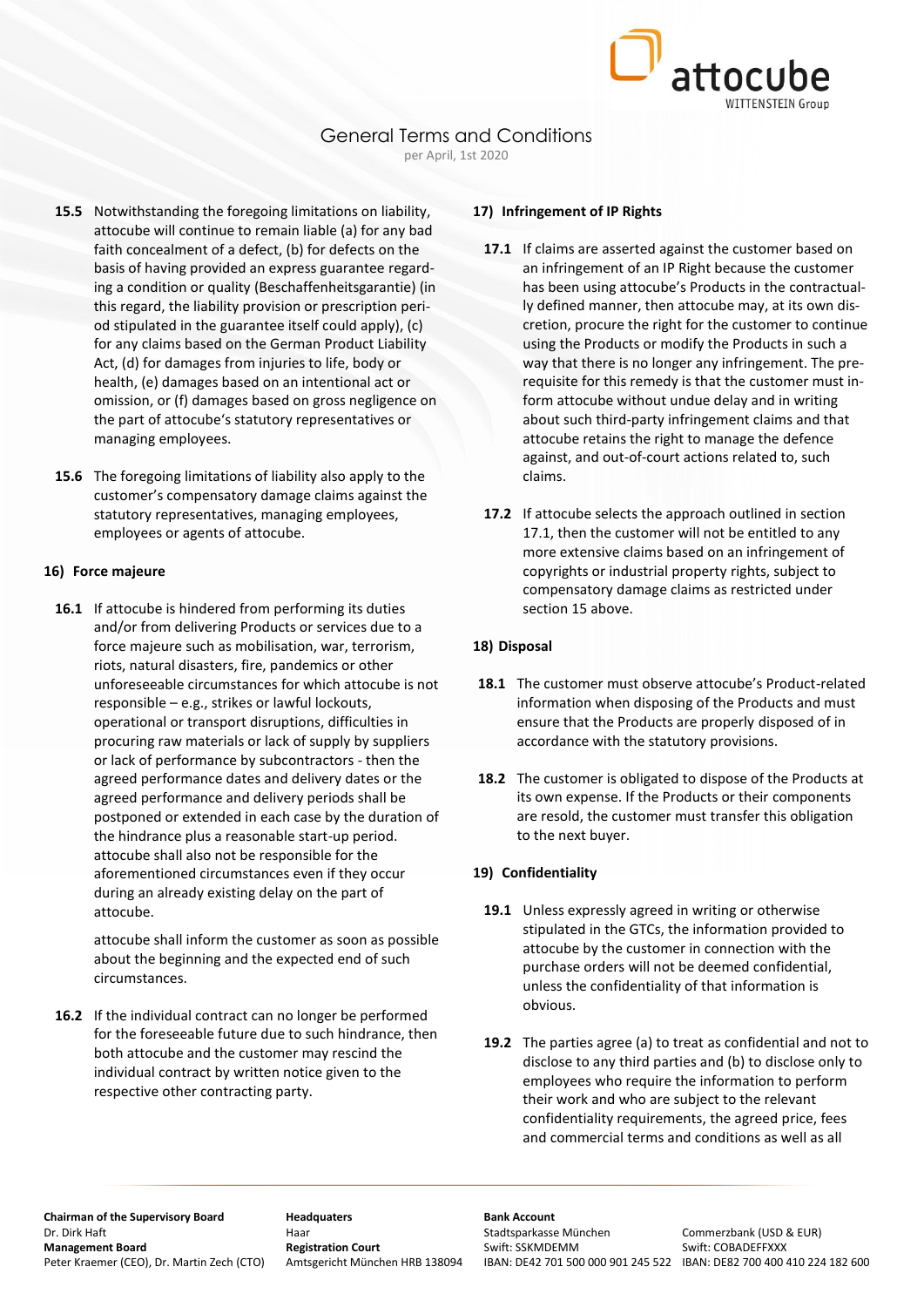**15.5** Notwithstanding the foregoing limitations on liability, attocube will continue to remain liable (a) for any bad faith concealment of a defect, (b) for defects on the basis of having provided an express guarantee regarding a condition or quality (Beschaffenheitsgarantie) (in this regard, the liability provision or prescription period stipulated in the guarantee itself could apply), (c) for any claims based on the German Product Liability Act, (d) for damages from injuries to life, body or health, (e) damages based on an intentional act or omission, or (f) damages based on gross negligence on the part of attocube's statutory representatives or managing employees.

**15.6** The foregoing limitations of liability also apply to the customer's compensatory damage claims against the statutory representatives, managing employees, employees or agents of attocube.

## 16) Force majeure

**16.1** If attocube is hindered from performing its duties and/or from delivering Products or services due to a force majeure such as mobilisation, war, terrorism, riots, natural disasters, fire, pandemics or other unforeseeable circumstances for which attocube is not responsible – e.g., strikes or lawful lockouts, operational or transport disruptions, difficulties in procuring raw materials or lack of supply by suppliers or lack of performance by subcontractors - then the agreed performance dates and delivery dates or the agreed performance and delivery periods shall be postponed or extended in each case by the duration of the hindrance plus a reasonable start-up period. attocube shall also not be responsible for the aforementioned circumstances even if they occur during an already existing delay on the part of attocube.

attocube shall inform the customer as soon as possible about the beginning and the expected end of such circumstances.

**16.2** If the individual contract can no longer be performed for the foreseeable future due to such hindrance, then both attocube and the customer may rescind the individual contract by written notice given to the respective other contracting party.

## 17) Infringement of IP Rights

**17.1** If claims are asserted against the customer based on an infringement of an IP Right because the customer has been using attocube's Products in the contractually defined manner, then attocube may, at its own discretion, procure the right for the customer to continue using the Products or modify the Products in such a way that there is no longer any infringement. The prerequisite for this remedy is that the customer must inform attocube without undue delay and in writing about such third-party infringement claims and that attocube retains the right to manage the defence against, and out-of-court actions related to, such claims.

**17.2** If attocube selects the approach outlined in section 17.1, then the customer will not be entitled to any more extensive claims based on an infringement of copyrights or industrial property rights, subject to compensatory damage claims as restricted under section 15 above.

## 18) Disposal

**18.1** The customer must observe attocube's Product-related information when disposing of the Products and must ensure that the Products are properly disposed of in accordance with the statutory provisions.

**18.2** The customer is obligated to dispose of the Products at its own expense. If the Products or their components are resold, the customer must transfer this obligation to the next buyer.

## 19) Confidentiality

**19.1** Unless expressly agreed in writing or otherwise stipulated in the GTCs, the information provided to attocube by the customer in connection with the purchase orders will not be deemed confidential, unless the confidentiality of that information is obvious.

**19.2** The parties agree (a) to treat as confidential and not to disclose to any third parties and (b) to disclose only to employees who require the information to perform their work and who are subject to the relevant confidentiality requirements, the agreed price, fees and commercial terms and conditions as well as all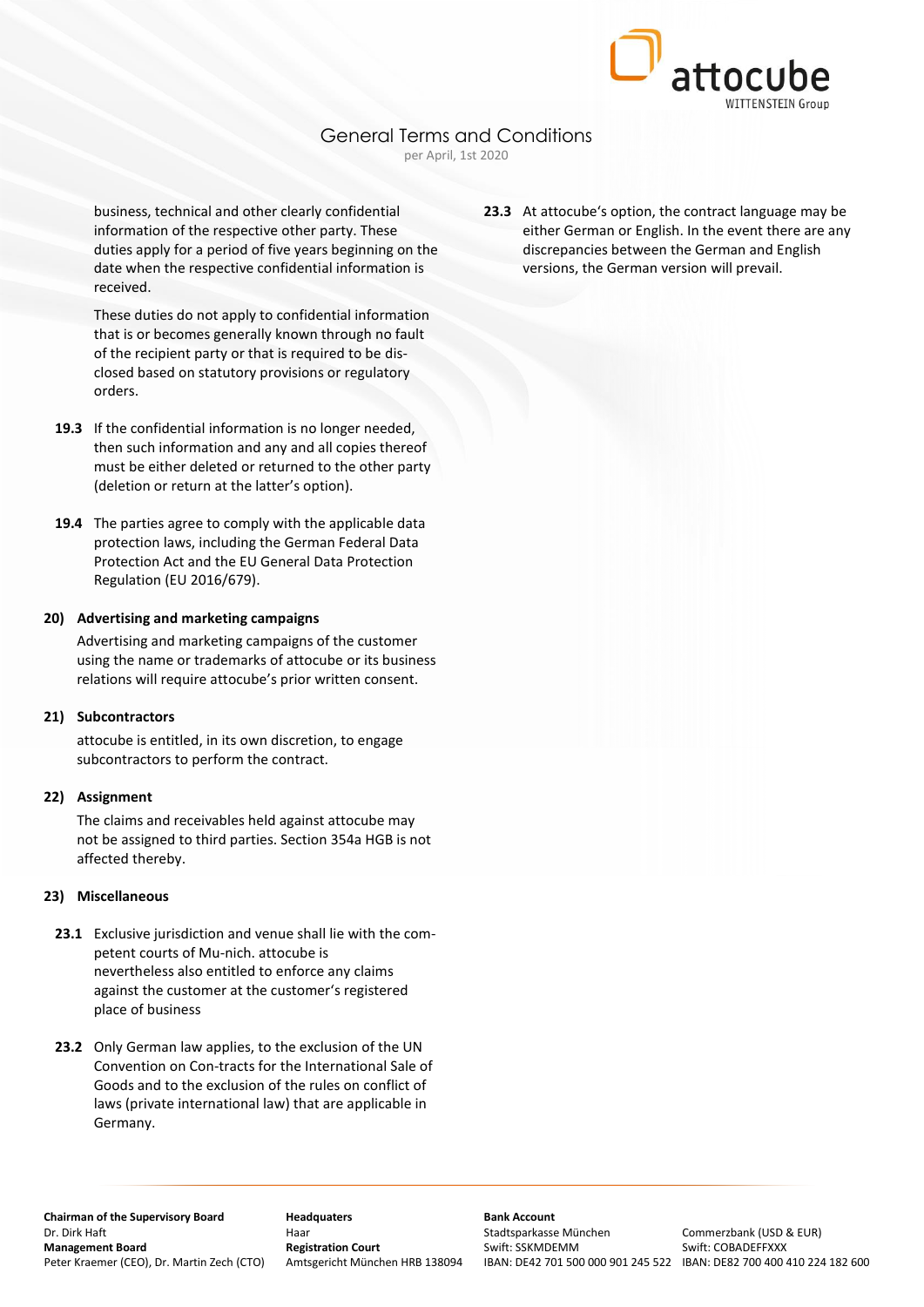business, technical and other clearly confidential information of the respective other party. These duties apply for a period of five years beginning on the date when the respective confidential information is received.

These duties do not apply to confidential information that is or becomes generally known through no fault of the recipient party or that is required to be dis-closed based on statutory provisions or regulatory orders.

**19.3** If the confidential information is no longer needed, then such information and any and all copies thereof must be either deleted or returned to the other party (deletion or return at the latter's option).

**19.4** The parties agree to comply with the applicable data protection laws, including the German Federal Data Protection Act and the EU General Data Protection Regulation (EU 2016/679).

## 20) Advertising and marketing campaigns

Advertising and marketing campaigns of the customer using the name or trademarks of attocube or its business relations will require attocube's prior written consent.

## 21) Subcontractors

attocube is entitled, in its own discretion, to engage subcontractors to perform the contract.

## 22) Assignment

The claims and receivables held against attocube may not be assigned to third parties. Section 354a HGB is not affected thereby.

## 23) Miscellaneous

**23.1** Exclusive jurisdiction and venue shall lie with the com-petent courts of Mu-nich. attocube is nevertheless also entitled to enforce any claims against the customer at the customer's registered place of business

**23.2** Only German law applies, to the exclusion of the UN Convention on Con-tracts for the International Sale of Goods and to the exclusion of the rules on conflict of laws (private international law) that are applicable in Germany.

**23.3** At attocube's option, the contract language may be either German or English. In the event there are any discrepancies between the German and English versions, the German version will prevail.